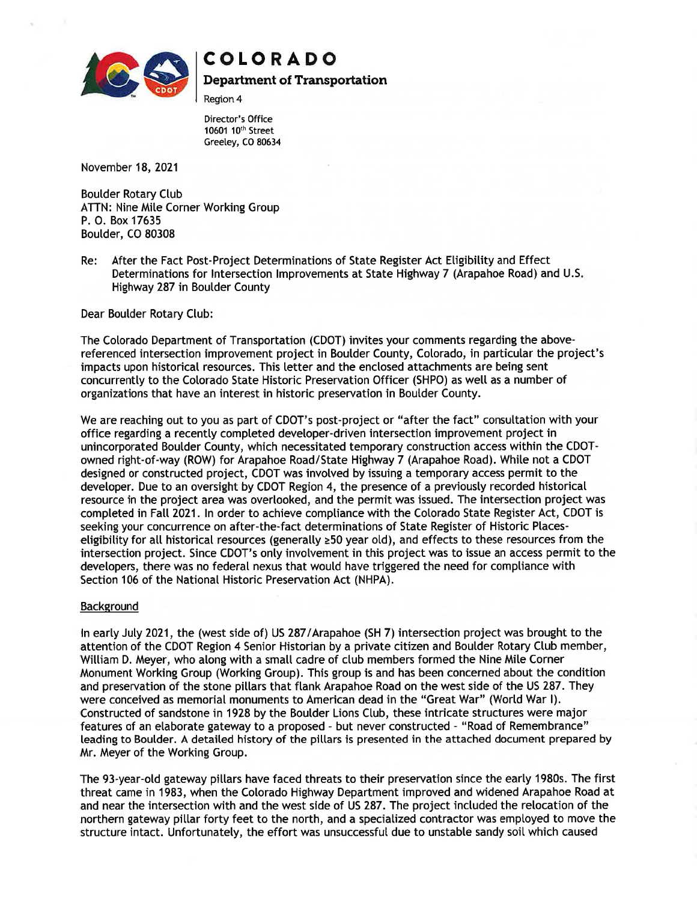# COLORADO

**Department of Transportation**

Region 4

Director's Office
10601 10th Street
Greeley, CO 80634

November 18, 2021

Boulder Rotary Club
ATTN: Nine Mile Corner Working Group
P. O. Box 17635
Boulder, CO 80308

Re: After the Fact Post-Project Determinations of State Register Act Eligibility and Effect Determinations for Intersection Improvements at State Highway 7 (Arapahoe Road) and U.S. Highway 287 in Boulder County

Dear Boulder Rotary Club:

The Colorado Department of Transportation (CDOT) invites your comments regarding the above-referenced intersection improvement project in Boulder County, Colorado, in particular the project's impacts upon historical resources. This letter and the enclosed attachments are being sent concurrently to the Colorado State Historic Preservation Officer (SHPO) as well as a number of organizations that have an interest in historic preservation in Boulder County.

We are reaching out to you as part of CDOT's post-project or "after the fact" consultation with your office regarding a recently completed developer-driven intersection improvement project in unincorporated Boulder County, which necessitated temporary construction access within the CDOT-owned right-of-way (ROW) for Arapahoe Road/State Highway 7 (Arapahoe Road). While not a CDOT designed or constructed project, CDOT was involved by issuing a temporary access permit to the developer. Due to an oversight by CDOT Region 4, the presence of a previously recorded historical resource in the project area was overlooked, and the permit was issued. The intersection project was completed in Fall 2021. In order to achieve compliance with the Colorado State Register Act, CDOT is seeking your concurrence on after-the-fact determinations of State Register of Historic Places-eligibility for all historical resources (generally ≥50 year old), and effects to these resources from the intersection project. Since CDOT's only involvement in this project was to issue an access permit to the developers, there was no federal nexus that would have triggered the need for compliance with Section 106 of the National Historic Preservation Act (NHPA).

Background

In early July 2021, the (west side of) US 287/Arapahoe (SH 7) intersection project was brought to the attention of the CDOT Region 4 Senior Historian by a private citizen and Boulder Rotary Club member, William D. Meyer, who along with a small cadre of club members formed the Nine Mile Corner Monument Working Group (Working Group). This group is and has been concerned about the condition and preservation of the stone pillars that flank Arapahoe Road on the west side of the US 287. They were conceived as memorial monuments to American dead in the "Great War" (World War I). Constructed of sandstone in 1928 by the Boulder Lions Club, these intricate structures were major features of an elaborate gateway to a proposed - but never constructed - "Road of Remembrance" leading to Boulder. A detailed history of the pillars is presented in the attached document prepared by Mr. Meyer of the Working Group.

The 93-year-old gateway pillars have faced threats to their preservation since the early 1980s. The first threat came in 1983, when the Colorado Highway Department improved and widened Arapahoe Road at and near the intersection with and the west side of US 287. The project included the relocation of the northern gateway pillar forty feet to the north, and a specialized contractor was employed to move the structure intact. Unfortunately, the effort was unsuccessful due to unstable sandy soil which caused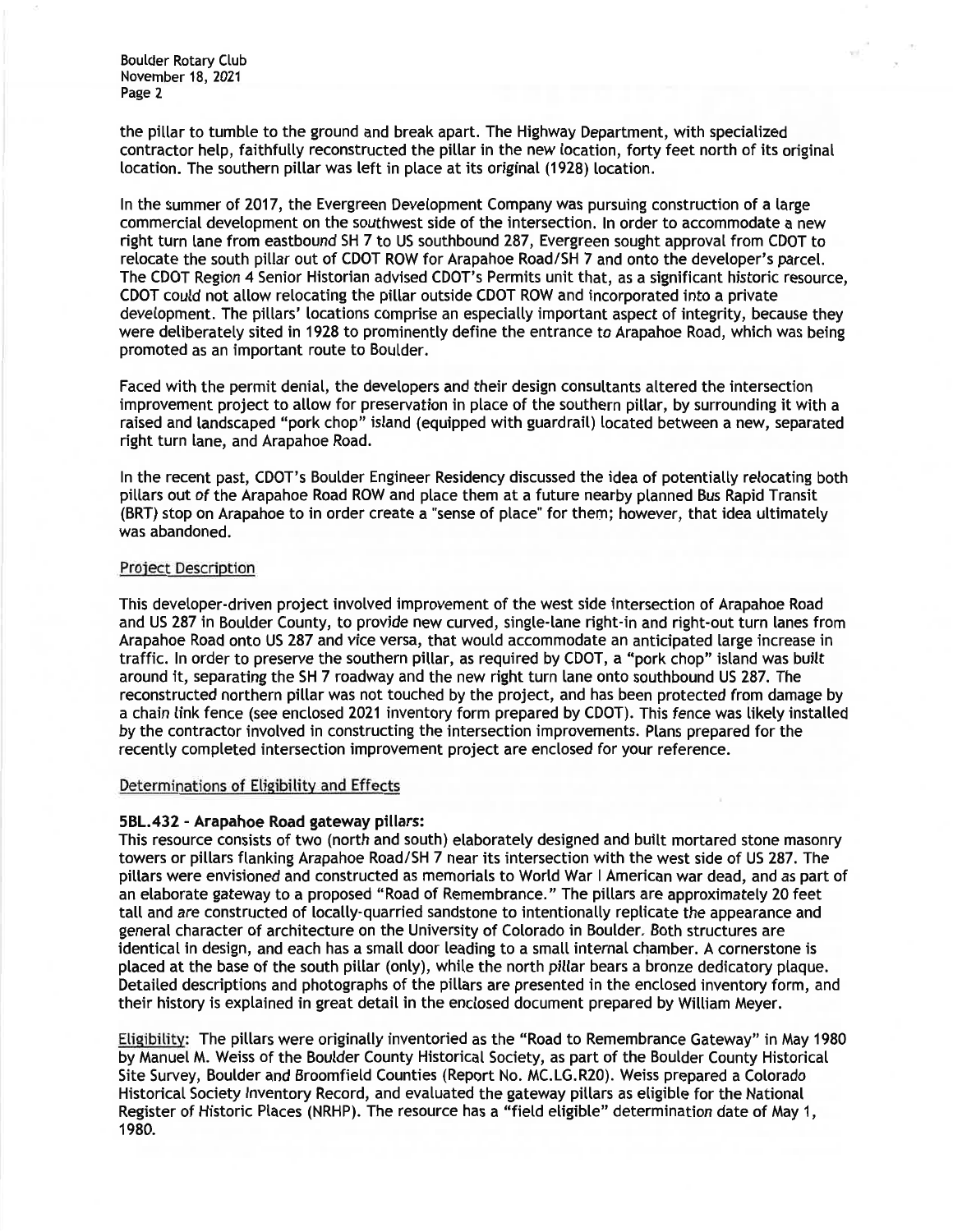the pillar to tumble to the ground and break apart. The Highway Department, with specialized contractor help, faithfully reconstructed the pillar in the new location, forty feet north of its original location. The southern pillar was left in place at its original (1928) location.

In the summer of 2017, the Evergreen Development Company was pursuing construction of a large commercial development on the southwest side of the intersection. In order to accommodate a new right turn lane from eastbound SH 7 to US southbound 287, Evergreen sought approval from CDOT to relocate the south pillar out of CDOT ROW for Arapahoe Road/SH 7 and onto the developer's parcel. The CDOT Region 4 Senior Historian advised CDOT's Permits unit that, as a significant historic resource, CDOT could not allow relocating the pillar outside CDOT ROW and incorporated into a private development. The pillars' locations comprise an especially important aspect of integrity, because they were deliberately sited in 1928 to prominently define the entrance to Arapahoe Road, which was being promoted as an important route to Boulder.

Faced with the permit denial, the developers and their design consultants altered the intersection improvement project to allow for preservation in place of the southern pillar, by surrounding it with a raised and landscaped "pork chop" island (equipped with guardrail) located between a new, separated right turn lane, and Arapahoe Road.

In the recent past, CDOT's Boulder Engineer Residency discussed the idea of potentially relocating both pillars out of the Arapahoe Road ROW and place them at a future nearby planned Bus Rapid Transit (BRT) stop on Arapahoe to in order create a "sense of place" for them; however, that idea ultimately was abandoned.

## Project Description

This developer-driven project involved improvement of the west side intersection of Arapahoe Road and US 287 in Boulder County, to provide new curved, single-lane right-in and right-out turn lanes from Arapahoe Road onto US 287 and vice versa, that would accommodate an anticipated large increase in traffic. In order to preserve the southern pillar, as required by CDOT, a "pork chop" island was built around it, separating the SH 7 roadway and the new right turn lane onto southbound US 287. The reconstructed northern pillar was not touched by the project, and has been protected from damage by a chain link fence (see enclosed 2021 inventory form prepared by CDOT). This fence was likely installed by the contractor involved in constructing the intersection improvements. Plans prepared for the recently completed intersection improvement project are enclosed for your reference.

## Determinations of Eligibility and Effects

**5BL.432 - Arapahoe Road gateway pillars:**

This resource consists of two (north and south) elaborately designed and built mortared stone masonry towers or pillars flanking Arapahoe Road/SH 7 near its intersection with the west side of US 287. The pillars were envisioned and constructed as memorials to World War I American war dead, and as part of an elaborate gateway to a proposed "Road of Remembrance." The pillars are approximately 20 feet tall and are constructed of locally-quarried sandstone to intentionally replicate the appearance and general character of architecture on the University of Colorado in Boulder. Both structures are identical in design, and each has a small door leading to a small internal chamber. A cornerstone is placed at the base of the south pillar (only), while the north pillar bears a bronze dedicatory plaque. Detailed descriptions and photographs of the pillars are presented in the enclosed inventory form, and their history is explained in great detail in the enclosed document prepared by William Meyer.

Eligibility: The pillars were originally inventoried as the "Road to Remembrance Gateway" in May 1980 by Manuel M. Weiss of the Boulder County Historical Society, as part of the Boulder County Historical Site Survey, Boulder and Broomfield Counties (Report No. MC.LG.R20). Weiss prepared a Colorado Historical Society Inventory Record, and evaluated the gateway pillars as eligible for the National Register of Historic Places (NRHP). The resource has a "field eligible" determination date of May 1, 1980.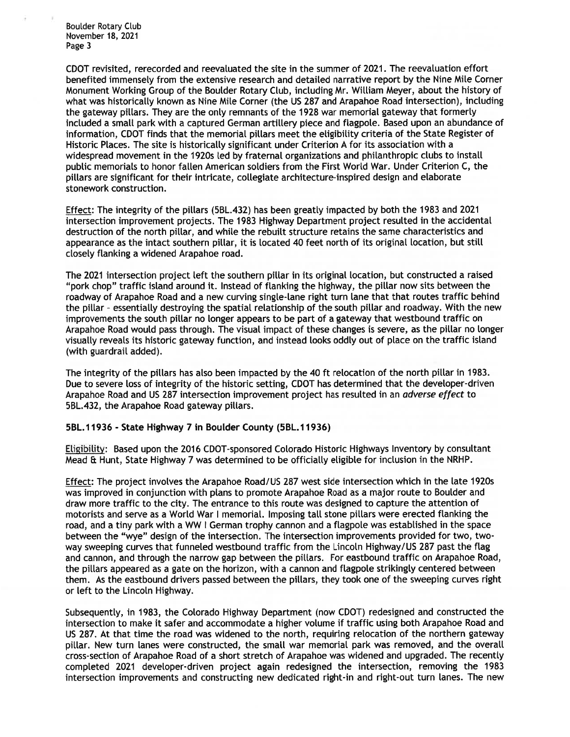CDOT revisited, rerecorded and reevaluated the site in the summer of 2021. The reevaluation effort benefited immensely from the extensive research and detailed narrative report by the Nine Mile Corner Monument Working Group of the Boulder Rotary Club, including Mr. William Meyer, about the history of what was historically known as Nine Mile Corner (the US 287 and Arapahoe Road intersection), including the gateway pillars. They are the only remnants of the 1928 war memorial gateway that formerly included a small park with a captured German artillery piece and flagpole. Based upon an abundance of information, CDOT finds that the memorial pillars meet the eligibility criteria of the State Register of Historic Places. The site is historically significant under Criterion A for its association with a widespread movement in the 1920s led by fraternal organizations and philanthropic clubs to install public memorials to honor fallen American soldiers from the First World War. Under Criterion C, the pillars are significant for their intricate, collegiate architecture-inspired design and elaborate stonework construction.

Effect: The integrity of the pillars (5BL.432) has been greatly impacted by both the 1983 and 2021 intersection improvement projects. The 1983 Highway Department project resulted in the accidental destruction of the north pillar, and while the rebuilt structure retains the same characteristics and appearance as the intact southern pillar, it is located 40 feet north of its original location, but still closely flanking a widened Arapahoe road.

The 2021 intersection project left the southern pillar in its original location, but constructed a raised "pork chop" traffic island around it. Instead of flanking the highway, the pillar now sits between the roadway of Arapahoe Road and a new curving single-lane right turn lane that that routes traffic behind the pillar - essentially destroying the spatial relationship of the south pillar and roadway. With the new improvements the south pillar no longer appears to be part of a gateway that westbound traffic on Arapahoe Road would pass through. The visual impact of these changes is severe, as the pillar no longer visually reveals its historic gateway function, and instead looks oddly out of place on the traffic island (with guardrail added).

The integrity of the pillars has also been impacted by the 40 ft relocation of the north pillar in 1983. Due to severe loss of integrity of the historic setting, CDOT has determined that the developer-driven Arapahoe Road and US 287 intersection improvement project has resulted in an *adverse effect* to 5BL.432, the Arapahoe Road gateway pillars.

**5BL.11936 - State Highway 7 in Boulder County (5BL.11936)**

Eligibility: Based upon the 2016 CDOT-sponsored Colorado Historic Highways Inventory by consultant Mead & Hunt, State Highway 7 was determined to be officially eligible for inclusion in the NRHP.

Effect: The project involves the Arapahoe Road/US 287 west side intersection which in the late 1920s was improved in conjunction with plans to promote Arapahoe Road as a major route to Boulder and draw more traffic to the city. The entrance to this route was designed to capture the attention of motorists and serve as a World War I memorial. Imposing tall stone pillars were erected flanking the road, and a tiny park with a WW I German trophy cannon and a flagpole was established in the space between the "wye" design of the intersection. The intersection improvements provided for two, two-way sweeping curves that funneled westbound traffic from the Lincoln Highway/US 287 past the flag and cannon, and through the narrow gap between the pillars. For eastbound traffic on Arapahoe Road, the pillars appeared as a gate on the horizon, with a cannon and flagpole strikingly centered between them. As the eastbound drivers passed between the pillars, they took one of the sweeping curves right or left to the Lincoln Highway.

Subsequently, in 1983, the Colorado Highway Department (now CDOT) redesigned and constructed the intersection to make it safer and accommodate a higher volume if traffic using both Arapahoe Road and US 287. At that time the road was widened to the north, requiring relocation of the northern gateway pillar. New turn lanes were constructed, the small war memorial park was removed, and the overall cross-section of Arapahoe Road of a short stretch of Arapahoe was widened and upgraded. The recently completed 2021 developer-driven project again redesigned the intersection, removing the 1983 intersection improvements and constructing new dedicated right-in and right-out turn lanes. The new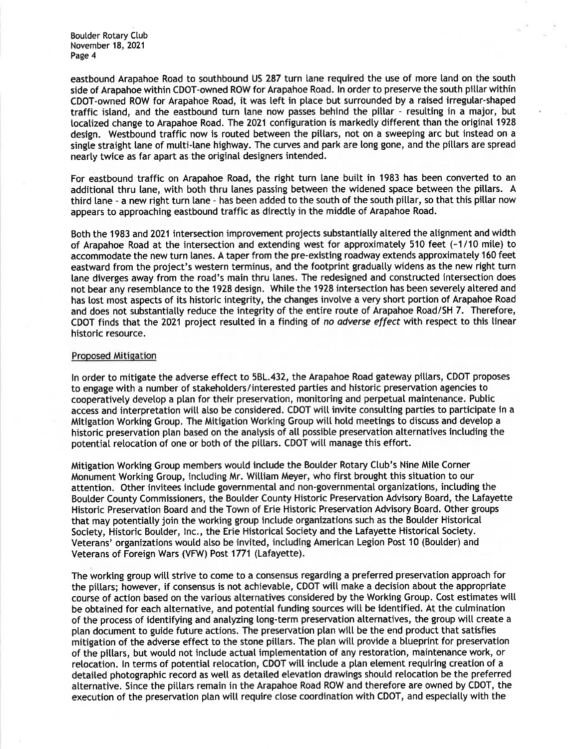eastbound Arapahoe Road to southbound US 287 turn lane required the use of more land on the south side of Arapahoe within CDOT-owned ROW for Arapahoe Road. In order to preserve the south pillar within CDOT-owned ROW for Arapahoe Road, it was left in place but surrounded by a raised irregular-shaped traffic island, and the eastbound turn lane now passes behind the pillar - resulting in a major, but localized change to Arapahoe Road. The 2021 configuration is markedly different than the original 1928 design. Westbound traffic now is routed between the pillars, not on a sweeping arc but instead on a single straight lane of multi-lane highway. The curves and park are long gone, and the pillars are spread nearly twice as far apart as the original designers intended.

For eastbound traffic on Arapahoe Road, the right turn lane built in 1983 has been converted to an additional thru lane, with both thru lanes passing between the widened space between the pillars. A third lane - a new right turn lane - has been added to the south of the south pillar, so that this pillar now appears to approaching eastbound traffic as directly in the middle of Arapahoe Road.

Both the 1983 and 2021 intersection improvement projects substantially altered the alignment and width of Arapahoe Road at the intersection and extending west for approximately 510 feet (~1/10 mile) to accommodate the new turn lanes. A taper from the pre-existing roadway extends approximately 160 feet eastward from the project's western terminus, and the footprint gradually widens as the new right turn lane diverges away from the road's main thru lanes. The redesigned and constructed intersection does not bear any resemblance to the 1928 design. While the 1928 intersection has been severely altered and has lost most aspects of its historic integrity, the changes involve a very short portion of Arapahoe Road and does not substantially reduce the integrity of the entire route of Arapahoe Road/SH 7. Therefore, CDOT finds that the 2021 project resulted in a finding of *no adverse effect* with respect to this linear historic resource.

## Proposed Mitigation

In order to mitigate the adverse effect to 5BL.432, the Arapahoe Road gateway pillars, CDOT proposes to engage with a number of stakeholders/interested parties and historic preservation agencies to cooperatively develop a plan for their preservation, monitoring and perpetual maintenance. Public access and interpretation will also be considered. CDOT will invite consulting parties to participate in a Mitigation Working Group. The Mitigation Working Group will hold meetings to discuss and develop a historic preservation plan based on the analysis of all possible preservation alternatives including the potential relocation of one or both of the pillars. CDOT will manage this effort.

Mitigation Working Group members would include the Boulder Rotary Club's Nine Mile Corner Monument Working Group, including Mr. William Meyer, who first brought this situation to our attention. Other invitees include governmental and non-governmental organizations, including the Boulder County Commissioners, the Boulder County Historic Preservation Advisory Board, the Lafayette Historic Preservation Board and the Town of Erie Historic Preservation Advisory Board. Other groups that may potentially join the working group include organizations such as the Boulder Historical Society, Historic Boulder, Inc., the Erie Historical Society and the Lafayette Historical Society. Veterans' organizations would also be invited, including American Legion Post 10 (Boulder) and Veterans of Foreign Wars (VFW) Post 1771 (Lafayette).

The working group will strive to come to a consensus regarding a preferred preservation approach for the pillars; however, if consensus is not achievable, CDOT will make a decision about the appropriate course of action based on the various alternatives considered by the Working Group. Cost estimates will be obtained for each alternative, and potential funding sources will be identified. At the culmination of the process of identifying and analyzing long-term preservation alternatives, the group will create a plan document to guide future actions. The preservation plan will be the end product that satisfies mitigation of the adverse effect to the stone pillars. The plan will provide a blueprint for preservation of the pillars, but would not include actual implementation of any restoration, maintenance work, or relocation. In terms of potential relocation, CDOT will include a plan element requiring creation of a detailed photographic record as well as detailed elevation drawings should relocation be the preferred alternative. Since the pillars remain in the Arapahoe Road ROW and therefore are owned by CDOT, the execution of the preservation plan will require close coordination with CDOT, and especially with the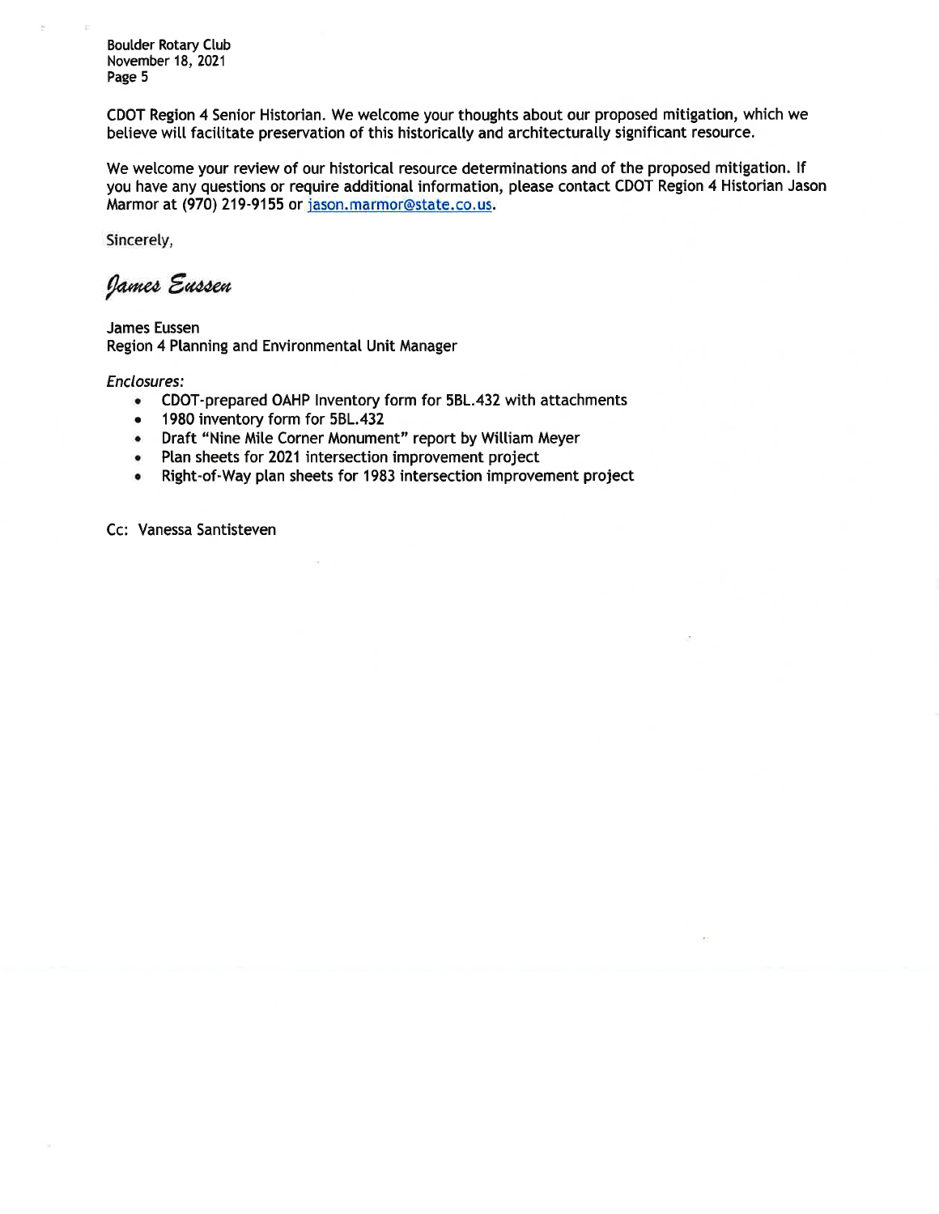CDOT Region 4 Senior Historian. We welcome your thoughts about our proposed mitigation, which we believe will facilitate preservation of this historically and architecturally significant resource.

We welcome your review of our historical resource determinations and of the proposed mitigation. If you have any questions or require additional information, please contact CDOT Region 4 Historian Jason Marmor at (970) 219-9155 or jason.marmor@state.co.us.

Sincerely,

*James Eussen*

James Eussen
Region 4 Planning and Environmental Unit Manager

*Enclosures:*

- CDOT-prepared OAHP Inventory form for 5BL.432 with attachments
- 1980 inventory form for 5BL.432
- Draft "Nine Mile Corner Monument" report by William Meyer
- Plan sheets for 2021 intersection improvement project
- Right-of-Way plan sheets for 1983 intersection improvement project

Cc: Vanessa Santisteven